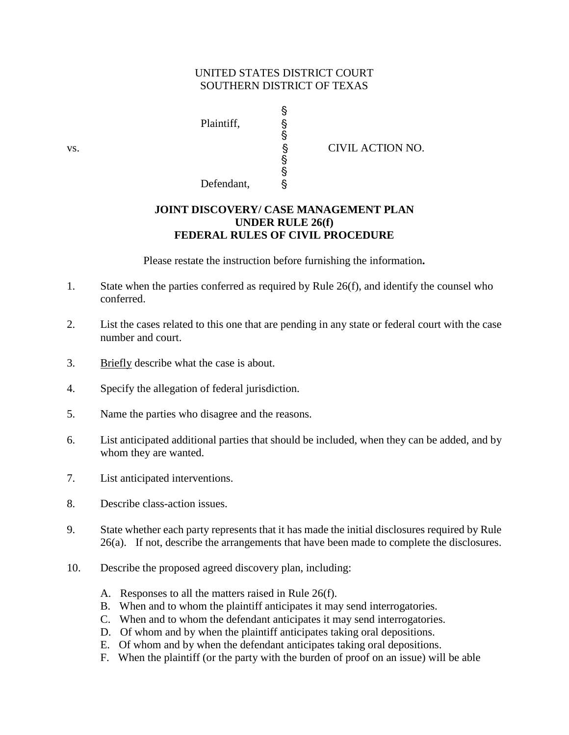UNITED STATES DISTRICT COURT
SOUTHERN DISTRICT OF TEXAS

| | | | |
|---|---|---|---|
| | | § | |
| | Plaintiff, | § | |
| | | § | |
| vs. | | § | CIVIL ACTION NO. |
| | | § | |
| | | § | |
| | Defendant, | § | |

**JOINT DISCOVERY/ CASE MANAGEMENT PLAN
UNDER RULE 26(f)
FEDERAL RULES OF CIVIL PROCEDURE**

Please restate the instruction before furnishing the information**.**

1. State when the parties conferred as required by Rule 26(f), and identify the counsel who conferred.

2. List the cases related to this one that are pending in any state or federal court with the case number and court.

3. Briefly describe what the case is about.

4. Specify the allegation of federal jurisdiction.

5. Name the parties who disagree and the reasons.

6. List anticipated additional parties that should be included, when they can be added, and by whom they are wanted.

7. List anticipated interventions.

8. Describe class-action issues.

9. State whether each party represents that it has made the initial disclosures required by Rule 26(a). If not, describe the arrangements that have been made to complete the disclosures.

10. Describe the proposed agreed discovery plan, including:

    A. Responses to all the matters raised in Rule 26(f).
    B. When and to whom the plaintiff anticipates it may send interrogatories.
    C. When and to whom the defendant anticipates it may send interrogatories.
    D. Of whom and by when the plaintiff anticipates taking oral depositions.
    E. Of whom and by when the defendant anticipates taking oral depositions.
    F. When the plaintiff (or the party with the burden of proof on an issue) will be able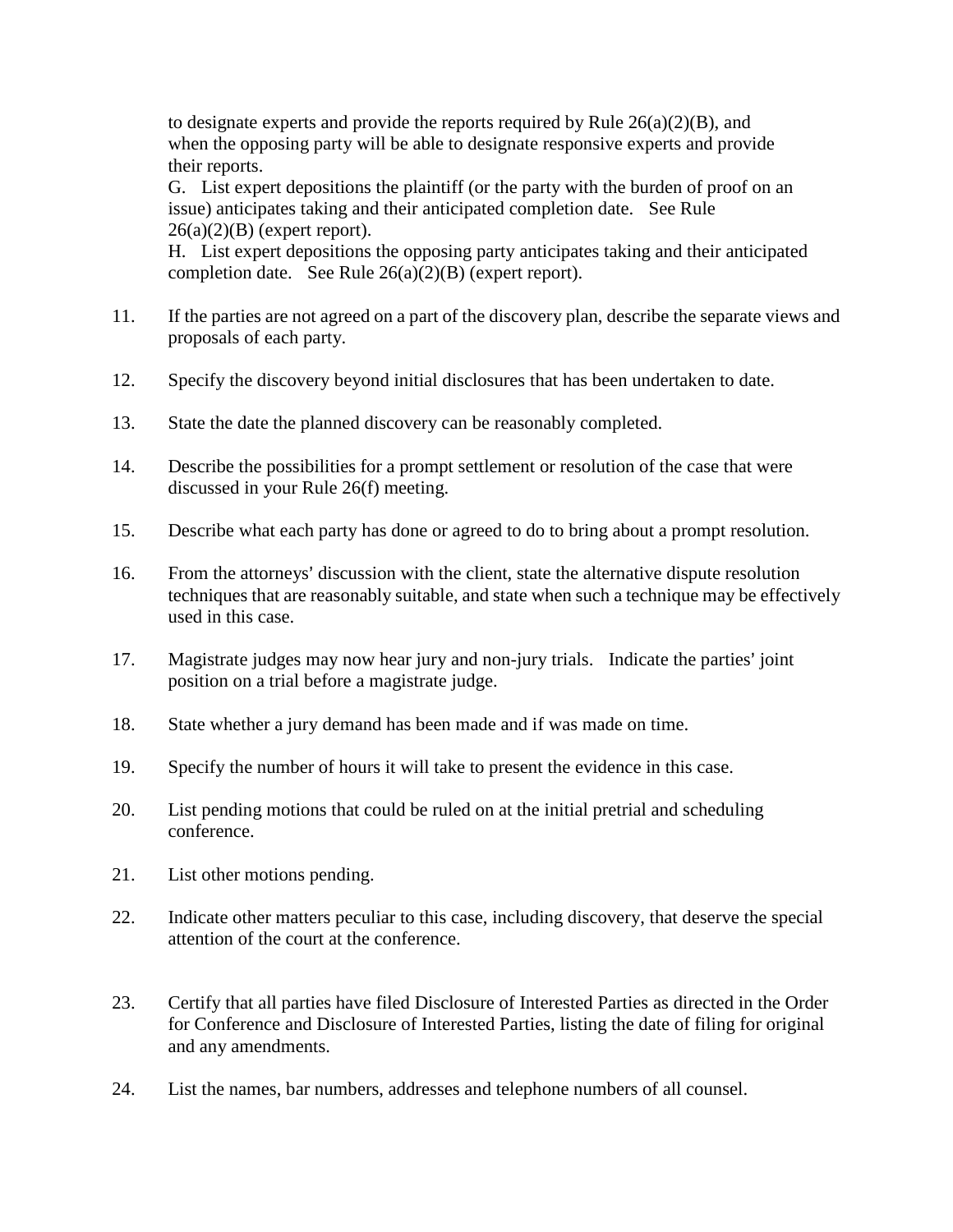to designate experts and provide the reports required by Rule 26(a)(2)(B), and when the opposing party will be able to designate responsive experts and provide their reports.

G. List expert depositions the plaintiff (or the party with the burden of proof on an issue) anticipates taking and their anticipated completion date. See Rule 26(a)(2)(B) (expert report).

H. List expert depositions the opposing party anticipates taking and their anticipated completion date. See Rule 26(a)(2)(B) (expert report).

11. If the parties are not agreed on a part of the discovery plan, describe the separate views and proposals of each party.

12. Specify the discovery beyond initial disclosures that has been undertaken to date.

13. State the date the planned discovery can be reasonably completed.

14. Describe the possibilities for a prompt settlement or resolution of the case that were discussed in your Rule 26(f) meeting.

15. Describe what each party has done or agreed to do to bring about a prompt resolution.

16. From the attorneys' discussion with the client, state the alternative dispute resolution techniques that are reasonably suitable, and state when such a technique may be effectively used in this case.

17. Magistrate judges may now hear jury and non-jury trials. Indicate the parties' joint position on a trial before a magistrate judge.

18. State whether a jury demand has been made and if was made on time.

19. Specify the number of hours it will take to present the evidence in this case.

20. List pending motions that could be ruled on at the initial pretrial and scheduling conference.

21. List other motions pending.

22. Indicate other matters peculiar to this case, including discovery, that deserve the special attention of the court at the conference.

23. Certify that all parties have filed Disclosure of Interested Parties as directed in the Order for Conference and Disclosure of Interested Parties, listing the date of filing for original and any amendments.

24. List the names, bar numbers, addresses and telephone numbers of all counsel.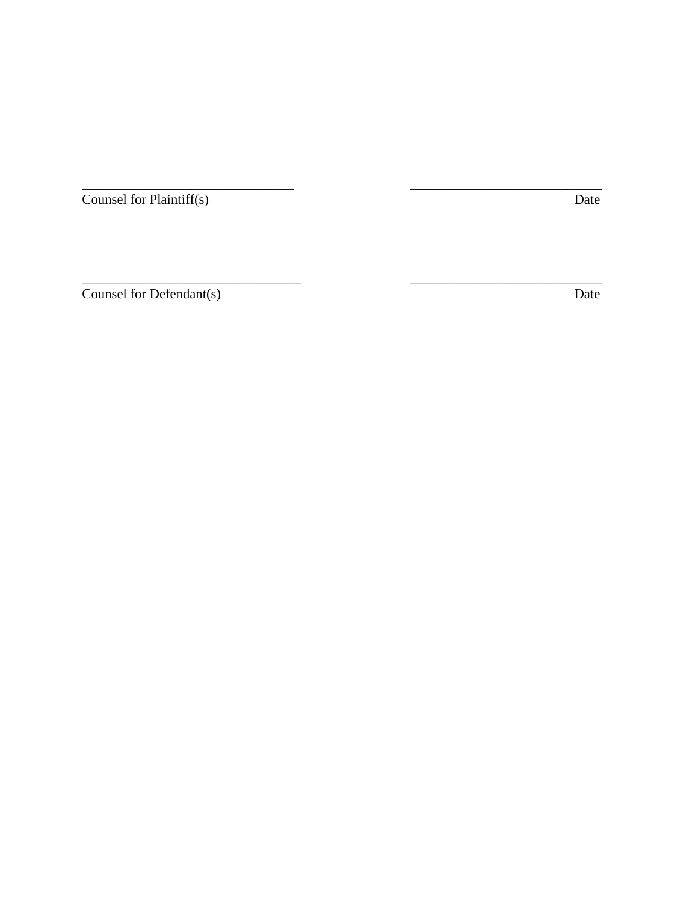________________________________ ____________________________
Counsel for Plaintiff(s) Date

_________________________________ ____________________________
Counsel for Defendant(s) Date